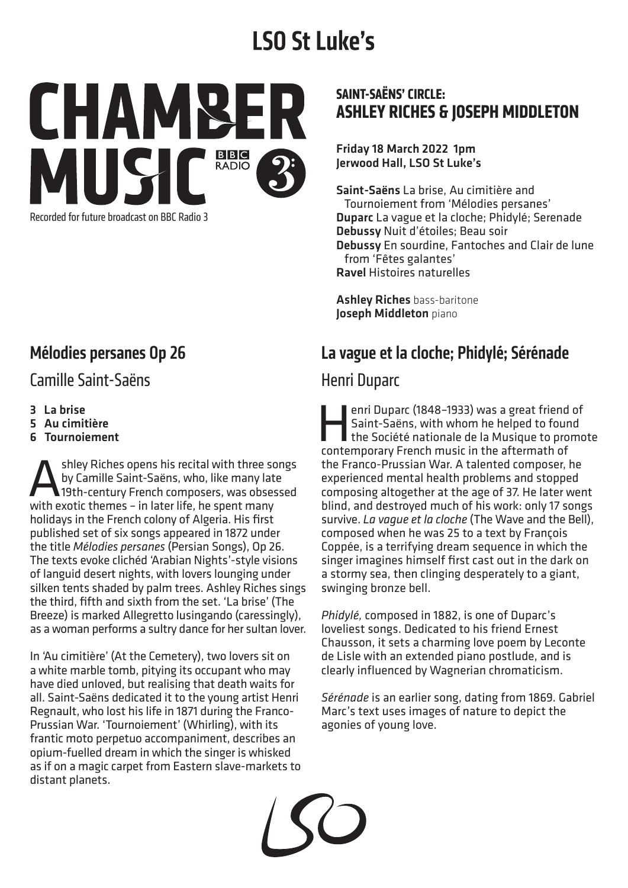# LSO St Luke's

CHAMBER MUSIC BBC RADIO 3

Recorded for future broadcast on BBC Radio 3

## SAINT-SAËNS' CIRCLE: ASHLEY RICHES & JOSEPH MIDDLETON

**Friday 18 March 2022 1pm**
**Jerwood Hall, LSO St Luke's**

**Saint-Saëns** La brise, Au cimitière and Tournoiement from 'Mélodies persanes'
**Duparc** La vague et la cloche; Phidylé; Serenade
**Debussy** Nuit d'étoiles; Beau soir
**Debussy** En sourdine, Fantoches and Clair de lune from 'Fêtes galantes'
**Ravel** Histoires naturelles

**Ashley Riches** bass-baritone
**Joseph Middleton** piano

## Mélodies persanes Op 26

### Camille Saint-Saëns

**3 La brise**
**5 Au cimitière**
**6 Tournoiement**

Ashley Riches opens his recital with three songs by Camille Saint-Saëns, who, like many late 19th-century French composers, was obsessed with exotic themes – in later life, he spent many holidays in the French colony of Algeria. His first published set of six songs appeared in 1872 under the title *Mélodies persanes* (Persian Songs), Op 26. The texts evoke clichéd 'Arabian Nights'-style visions of languid desert nights, with lovers lounging under silken tents shaded by palm trees. Ashley Riches sings the third, fifth and sixth from the set. 'La brise' (The Breeze) is marked Allegretto lusingando (caressingly), as a woman performs a sultry dance for her sultan lover.

In 'Au cimitière' (At the Cemetery), two lovers sit on a white marble tomb, pitying its occupant who may have died unloved, but realising that death waits for all. Saint-Saëns dedicated it to the young artist Henri Regnault, who lost his life in 1871 during the Franco-Prussian War. 'Tournoiement' (Whirling), with its frantic moto perpetuo accompaniment, describes an opium-fuelled dream in which the singer is whisked as if on a magic carpet from Eastern slave-markets to distant planets.

## La vague et la cloche; Phidylé; Sérénade

### Henri Duparc

Henri Duparc (1848–1933) was a great friend of Saint-Saëns, with whom he helped to found the Société nationale de la Musique to promote contemporary French music in the aftermath of the Franco-Prussian War. A talented composer, he experienced mental health problems and stopped composing altogether at the age of 37. He later went blind, and destroyed much of his work: only 17 songs survive. *La vague et la cloche* (The Wave and the Bell), composed when he was 25 to a text by François Coppée, is a terrifying dream sequence in which the singer imagines himself first cast out in the dark on a stormy sea, then clinging desperately to a giant, swinging bronze bell.

*Phidylé,* composed in 1882, is one of Duparc's loveliest songs. Dedicated to his friend Ernest Chausson, it sets a charming love poem by Leconte de Lisle with an extended piano postlude, and is clearly influenced by Wagnerian chromaticism.

*Sérénade* is an earlier song, dating from 1869. Gabriel Marc's text uses images of nature to depict the agonies of young love.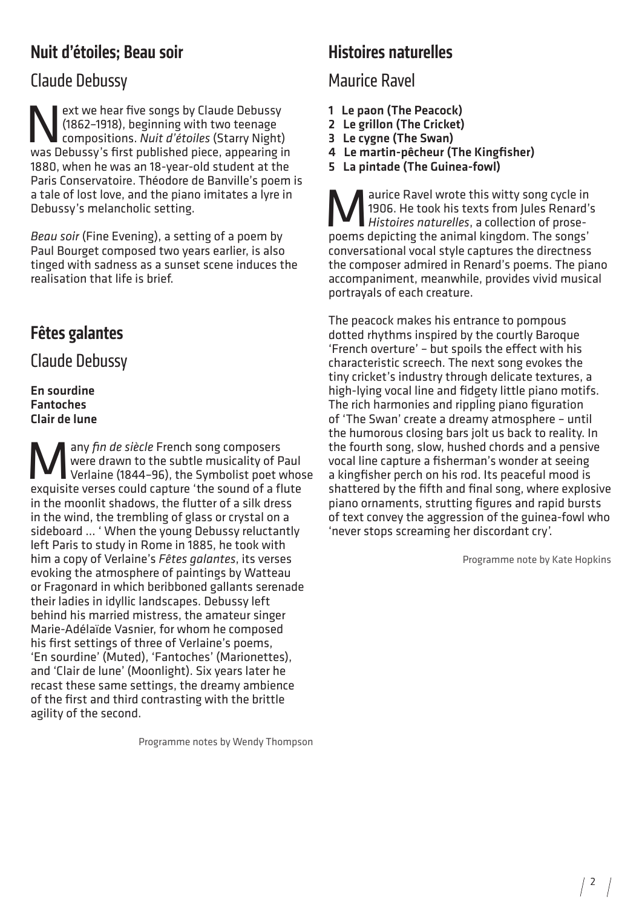## Nuit d'étoiles; Beau soir

### Claude Debussy

Next we hear five songs by Claude Debussy (1862–1918), beginning with two teenage compositions. *Nuit d'étoiles* (Starry Night) was Debussy's first published piece, appearing in 1880, when he was an 18-year-old student at the Paris Conservatoire. Théodore de Banville's poem is a tale of lost love, and the piano imitates a lyre in Debussy's melancholic setting.

*Beau soir* (Fine Evening), a setting of a poem by Paul Bourget composed two years earlier, is also tinged with sadness as a sunset scene induces the realisation that life is brief.

## Fêtes galantes

### Claude Debussy

**En sourdine**
**Fantoches**
**Clair de lune**

Many *fin de siècle* French song composers were drawn to the subtle musicality of Paul Verlaine (1844–96), the Symbolist poet whose exquisite verses could capture 'the sound of a flute in the moonlit shadows, the flutter of a silk dress in the wind, the trembling of glass or crystal on a sideboard ... ' When the young Debussy reluctantly left Paris to study in Rome in 1885, he took with him a copy of Verlaine's *Fêtes galantes*, its verses evoking the atmosphere of paintings by Watteau or Fragonard in which beribboned gallants serenade their ladies in idyllic landscapes. Debussy left behind his married mistress, the amateur singer Marie-Adélaïde Vasnier, for whom he composed his first settings of three of Verlaine's poems, 'En sourdine' (Muted), 'Fantoches' (Marionettes), and 'Clair de lune' (Moonlight). Six years later he recast these same settings, the dreamy ambience of the first and third contrasting with the brittle agility of the second.

Programme notes by Wendy Thompson

## Histoires naturelles

### Maurice Ravel

1. **Le paon (The Peacock)**
2. **Le grillon (The Cricket)**
3. **Le cygne (The Swan)**
4. **Le martin-pêcheur (The Kingfisher)**
5. **La pintade (The Guinea-fowl)**

Maurice Ravel wrote this witty song cycle in 1906. He took his texts from Jules Renard's *Histoires naturelles*, a collection of prose-poems depicting the animal kingdom. The songs' conversational vocal style captures the directness the composer admired in Renard's poems. The piano accompaniment, meanwhile, provides vivid musical portrayals of each creature.

The peacock makes his entrance to pompous dotted rhythms inspired by the courtly Baroque 'French overture' – but spoils the effect with his characteristic screech. The next song evokes the tiny cricket's industry through delicate textures, a high-lying vocal line and fidgety little piano motifs. The rich harmonies and rippling piano figuration of 'The Swan' create a dreamy atmosphere – until the humorous closing bars jolt us back to reality. In the fourth song, slow, hushed chords and a pensive vocal line capture a fisherman's wonder at seeing a kingfisher perch on his rod. Its peaceful mood is shattered by the fifth and final song, where explosive piano ornaments, strutting figures and rapid bursts of text convey the aggression of the guinea-fowl who 'never stops screaming her discordant cry'.

Programme note by Kate Hopkins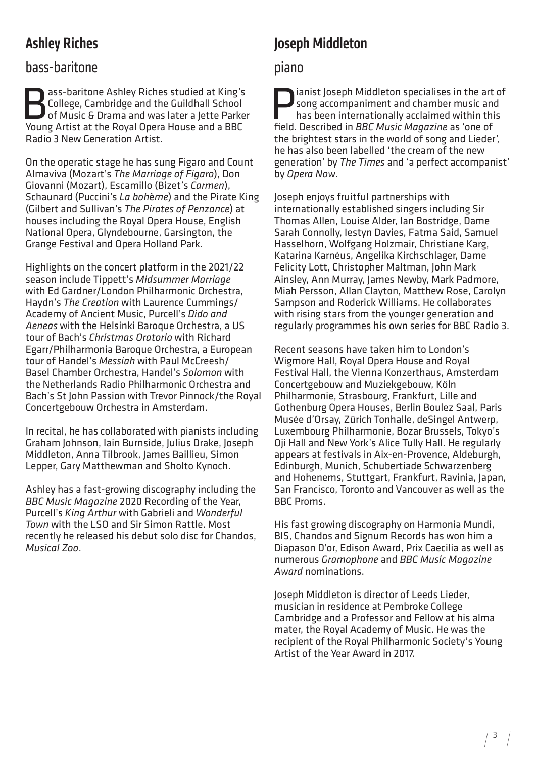## Ashley Riches

### bass-baritone

Bass-baritone Ashley Riches studied at King's College, Cambridge and the Guildhall School of Music & Drama and was later a Jette Parker Young Artist at the Royal Opera House and a BBC Radio 3 New Generation Artist.

On the operatic stage he has sung Figaro and Count Almaviva (Mozart's *The Marriage of Figaro*), Don Giovanni (Mozart), Escamillo (Bizet's *Carmen*), Schaunard (Puccini's *La bohème*) and the Pirate King (Gilbert and Sullivan's *The Pirates of Penzance*) at houses including the Royal Opera House, English National Opera, Glyndebourne, Garsington, the Grange Festival and Opera Holland Park.

Highlights on the concert platform in the 2021/22 season include Tippett's *Midsummer Marriage* with Ed Gardner/London Philharmonic Orchestra, Haydn's *The Creation* with Laurence Cummings/Academy of Ancient Music, Purcell's *Dido and Aeneas* with the Helsinki Baroque Orchestra, a US tour of Bach's *Christmas Oratorio* with Richard Egarr/Philharmonia Baroque Orchestra, a European tour of Handel's *Messiah* with Paul McCreesh/Basel Chamber Orchestra, Handel's *Solomon* with the Netherlands Radio Philharmonic Orchestra and Bach's St John Passion with Trevor Pinnock/the Royal Concertgebouw Orchestra in Amsterdam.

In recital, he has collaborated with pianists including Graham Johnson, Iain Burnside, Julius Drake, Joseph Middleton, Anna Tilbrook, James Baillieu, Simon Lepper, Gary Matthewman and Sholto Kynoch.

Ashley has a fast-growing discography including the *BBC Music Magazine* 2020 Recording of the Year, Purcell's *King Arthur* with Gabrieli and *Wonderful Town* with the LSO and Sir Simon Rattle. Most recently he released his debut solo disc for Chandos, *Musical Zoo*.

## Joseph Middleton

### piano

Pianist Joseph Middleton specialises in the art of song accompaniment and chamber music and has been internationally acclaimed within this field. Described in *BBC Music Magazine* as 'one of the brightest stars in the world of song and Lieder', he has also been labelled 'the cream of the new generation' by *The Times* and 'a perfect accompanist' by *Opera Now*.

Joseph enjoys fruitful partnerships with internationally established singers including Sir Thomas Allen, Louise Alder, Ian Bostridge, Dame Sarah Connolly, Iestyn Davies, Fatma Said, Samuel Hasselhorn, Wolfgang Holzmair, Christiane Karg, Katarina Karnéus, Angelika Kirchschlager, Dame Felicity Lott, Christopher Maltman, John Mark Ainsley, Ann Murray, James Newby, Mark Padmore, Miah Persson, Allan Clayton, Matthew Rose, Carolyn Sampson and Roderick Williams. He collaborates with rising stars from the younger generation and regularly programmes his own series for BBC Radio 3.

Recent seasons have taken him to London's Wigmore Hall, Royal Opera House and Royal Festival Hall, the Vienna Konzerthaus, Amsterdam Concertgebouw and Muziekgebouw, Köln Philharmonie, Strasbourg, Frankfurt, Lille and Gothenburg Opera Houses, Berlin Boulez Saal, Paris Musée d'Orsay, Zürich Tonhalle, deSingel Antwerp, Luxembourg Philharmonie, Bozar Brussels, Tokyo's Oji Hall and New York's Alice Tully Hall. He regularly appears at festivals in Aix-en-Provence, Aldeburgh, Edinburgh, Munich, Schubertiade Schwarzenberg and Hohenems, Stuttgart, Frankfurt, Ravinia, Japan, San Francisco, Toronto and Vancouver as well as the BBC Proms.

His fast growing discography on Harmonia Mundi, BIS, Chandos and Signum Records has won him a Diapason D'or, Edison Award, Prix Caecilia as well as numerous *Gramophone* and *BBC Music Magazine Award* nominations.

Joseph Middleton is director of Leeds Lieder, musician in residence at Pembroke College Cambridge and a Professor and Fellow at his alma mater, the Royal Academy of Music. He was the recipient of the Royal Philharmonic Society's Young Artist of the Year Award in 2017.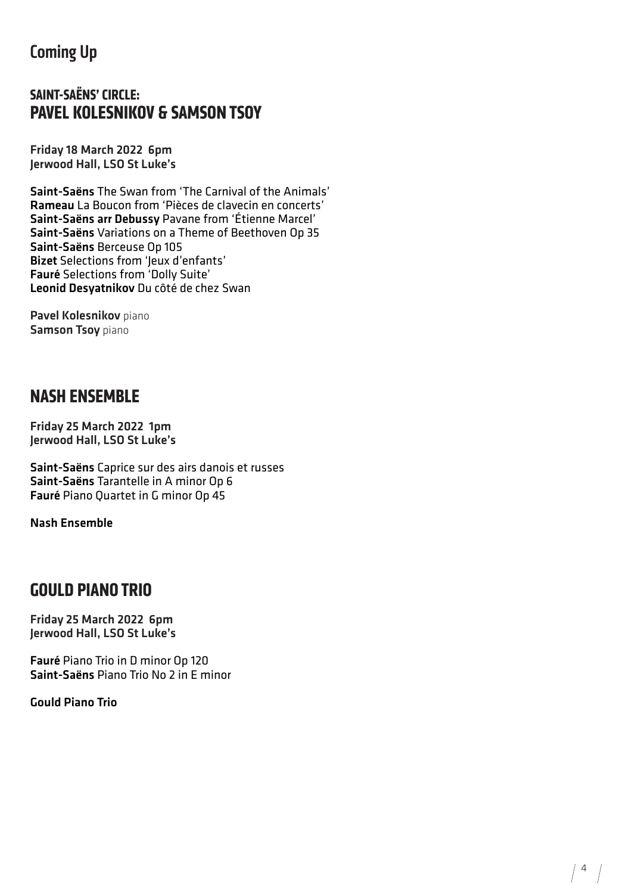# Coming Up

## SAINT-SAËNS' CIRCLE:
## PAVEL KOLESNIKOV & SAMSON TSOY

**Friday 18 March 2022 6pm**
**Jerwood Hall, LSO St Luke's**

**Saint-Saëns** The Swan from 'The Carnival of the Animals'
**Rameau** La Boucon from 'Pièces de clavecin en concerts'
**Saint-Saëns arr Debussy** Pavane from 'Étienne Marcel'
**Saint-Saëns** Variations on a Theme of Beethoven Op 35
**Saint-Saëns** Berceuse Op 105
**Bizet** Selections from 'Jeux d'enfants'
**Fauré** Selections from 'Dolly Suite'
**Leonid Desyatnikov** Du côté de chez Swan

**Pavel Kolesnikov** piano
**Samson Tsoy** piano

## NASH ENSEMBLE

**Friday 25 March 2022 1pm**
**Jerwood Hall, LSO St Luke's**

**Saint-Saëns** Caprice sur des airs danois et russes
**Saint-Saëns** Tarantelle in A minor Op 6
**Fauré** Piano Quartet in G minor Op 45

**Nash Ensemble**

## GOULD PIANO TRIO

**Friday 25 March 2022 6pm**
**Jerwood Hall, LSO St Luke's**

**Fauré** Piano Trio in D minor Op 120
**Saint-Saëns** Piano Trio No 2 in E minor

**Gould Piano Trio**